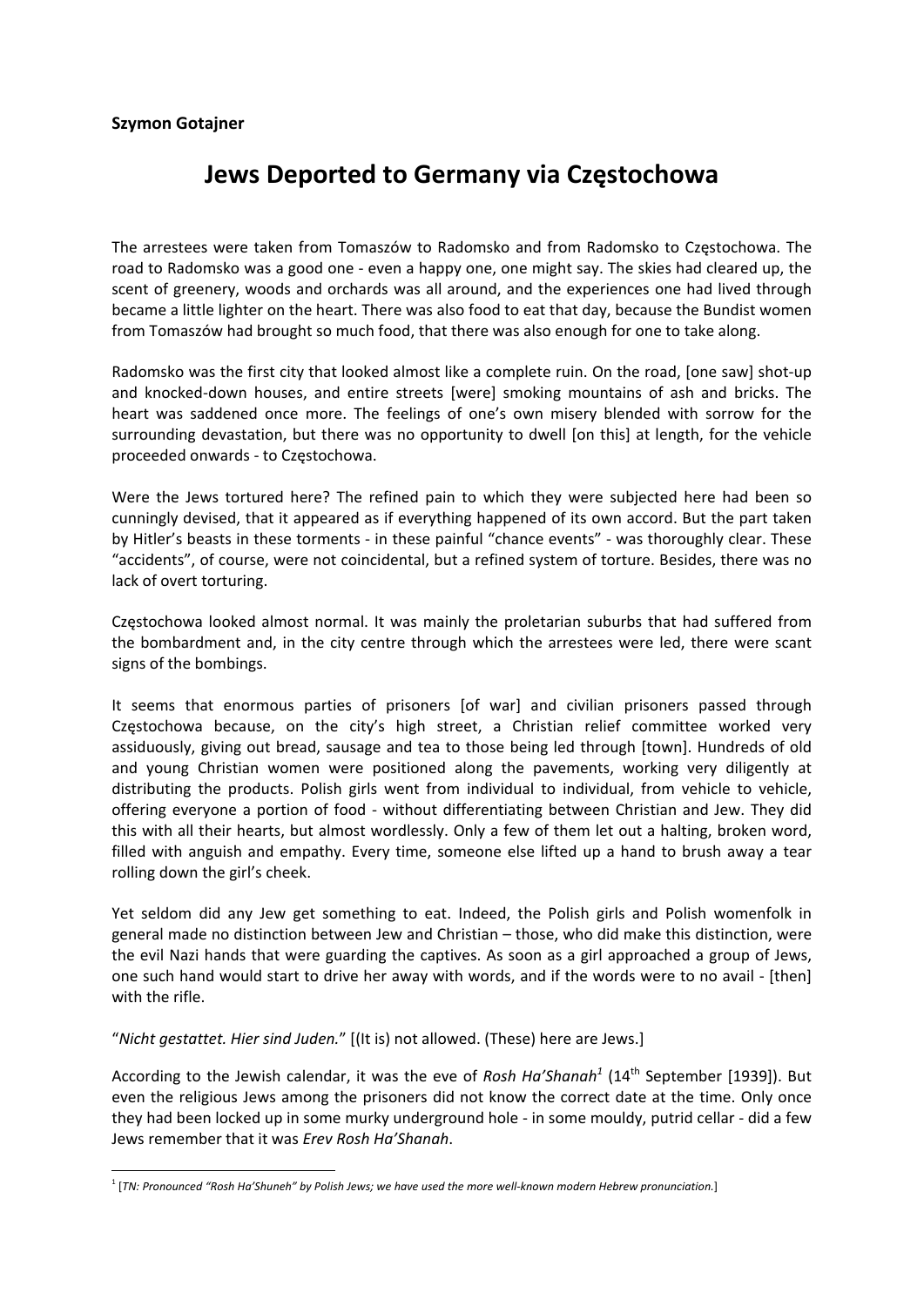**Szymon Gotajner**

# Jews Deported to Germany via Częstochowa

The arrestees were taken from Tomaszów to Radomsko and from Radomsko to Częstochowa. The road to Radomsko was a good one - even a happy one, one might say. The skies had cleared up, the scent of greenery, woods and orchards was all around, and the experiences one had lived through became a little lighter on the heart. There was also food to eat that day, because the Bundist women from Tomaszów had brought so much food, that there was also enough for one to take along.

Radomsko was the first city that looked almost like a complete ruin. On the road, [one saw] shot-up and knocked-down houses, and entire streets [were] smoking mountains of ash and bricks. The heart was saddened once more. The feelings of one's own misery blended with sorrow for the surrounding devastation, but there was no opportunity to dwell [on this] at length, for the vehicle proceeded onwards - to Częstochowa.

Were the Jews tortured here? The refined pain to which they were subjected here had been so cunningly devised, that it appeared as if everything happened of its own accord. But the part taken by Hitler's beasts in these torments - in these painful "chance events" - was thoroughly clear. These "accidents", of course, were not coincidental, but a refined system of torture. Besides, there was no lack of overt torturing.

Częstochowa looked almost normal. It was mainly the proletarian suburbs that had suffered from the bombardment and, in the city centre through which the arrestees were led, there were scant signs of the bombings.

It seems that enormous parties of prisoners [of war] and civilian prisoners passed through Częstochowa because, on the city's high street, a Christian relief committee worked very assiduously, giving out bread, sausage and tea to those being led through [town]. Hundreds of old and young Christian women were positioned along the pavements, working very diligently at distributing the products. Polish girls went from individual to individual, from vehicle to vehicle, offering everyone a portion of food - without differentiating between Christian and Jew. They did this with all their hearts, but almost wordlessly. Only a few of them let out a halting, broken word, filled with anguish and empathy. Every time, someone else lifted up a hand to brush away a tear rolling down the girl's cheek.

Yet seldom did any Jew get something to eat. Indeed, the Polish girls and Polish womenfolk in general made no distinction between Jew and Christian – those, who did make this distinction, were the evil Nazi hands that were guarding the captives. As soon as a girl approached a group of Jews, one such hand would start to drive her away with words, and if the words were to no avail - [then] with the rifle.

"*Nicht gestattet. Hier sind Juden.*" [(It is) not allowed. (These) here are Jews.]

According to the Jewish calendar, it was the eve of *Rosh Ha'Shanah*[1] (14th September [1939]). But even the religious Jews among the prisoners did not know the correct date at the time. Only once they had been locked up in some murky underground hole - in some mouldy, putrid cellar - did a few Jews remember that it was *Erev Rosh Ha'Shanah*.

---

[1] [*TN: Pronounced "Rosh Ha'Shuneh" by Polish Jews; we have used the more well-known modern Hebrew pronunciation.*]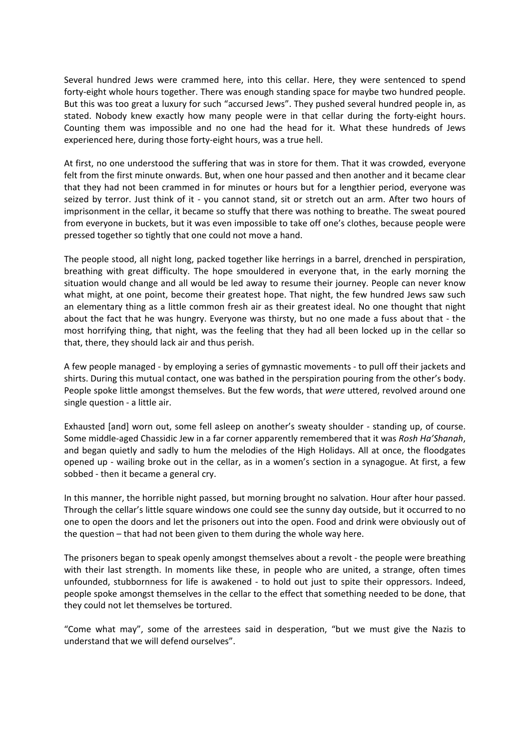Several hundred Jews were crammed here, into this cellar. Here, they were sentenced to spend forty-eight whole hours together. There was enough standing space for maybe two hundred people. But this was too great a luxury for such "accursed Jews". They pushed several hundred people in, as stated. Nobody knew exactly how many people were in that cellar during the forty-eight hours. Counting them was impossible and no one had the head for it. What these hundreds of Jews experienced here, during those forty-eight hours, was a true hell.

At first, no one understood the suffering that was in store for them. That it was crowded, everyone felt from the first minute onwards. But, when one hour passed and then another and it became clear that they had not been crammed in for minutes or hours but for a lengthier period, everyone was seized by terror. Just think of it - you cannot stand, sit or stretch out an arm. After two hours of imprisonment in the cellar, it became so stuffy that there was nothing to breathe. The sweat poured from everyone in buckets, but it was even impossible to take off one's clothes, because people were pressed together so tightly that one could not move a hand.

The people stood, all night long, packed together like herrings in a barrel, drenched in perspiration, breathing with great difficulty. The hope smouldered in everyone that, in the early morning the situation would change and all would be led away to resume their journey. People can never know what might, at one point, become their greatest hope. That night, the few hundred Jews saw such an elementary thing as a little common fresh air as their greatest ideal. No one thought that night about the fact that he was hungry. Everyone was thirsty, but no one made a fuss about that - the most horrifying thing, that night, was the feeling that they had all been locked up in the cellar so that, there, they should lack air and thus perish.

A few people managed - by employing a series of gymnastic movements - to pull off their jackets and shirts. During this mutual contact, one was bathed in the perspiration pouring from the other's body. People spoke little amongst themselves. But the few words, that *were* uttered, revolved around one single question - a little air.

Exhausted [and] worn out, some fell asleep on another's sweaty shoulder - standing up, of course. Some middle-aged Chassidic Jew in a far corner apparently remembered that it was *Rosh Ha'Shanah*, and began quietly and sadly to hum the melodies of the High Holidays. All at once, the floodgates opened up - wailing broke out in the cellar, as in a women's section in a synagogue. At first, a few sobbed - then it became a general cry.

In this manner, the horrible night passed, but morning brought no salvation. Hour after hour passed. Through the cellar's little square windows one could see the sunny day outside, but it occurred to no one to open the doors and let the prisoners out into the open. Food and drink were obviously out of the question – that had not been given to them during the whole way here.

The prisoners began to speak openly amongst themselves about a revolt - the people were breathing with their last strength. In moments like these, in people who are united, a strange, often times unfounded, stubbornness for life is awakened - to hold out just to spite their oppressors. Indeed, people spoke amongst themselves in the cellar to the effect that something needed to be done, that they could not let themselves be tortured.

"Come what may", some of the arrestees said in desperation, "but we must give the Nazis to understand that we will defend ourselves".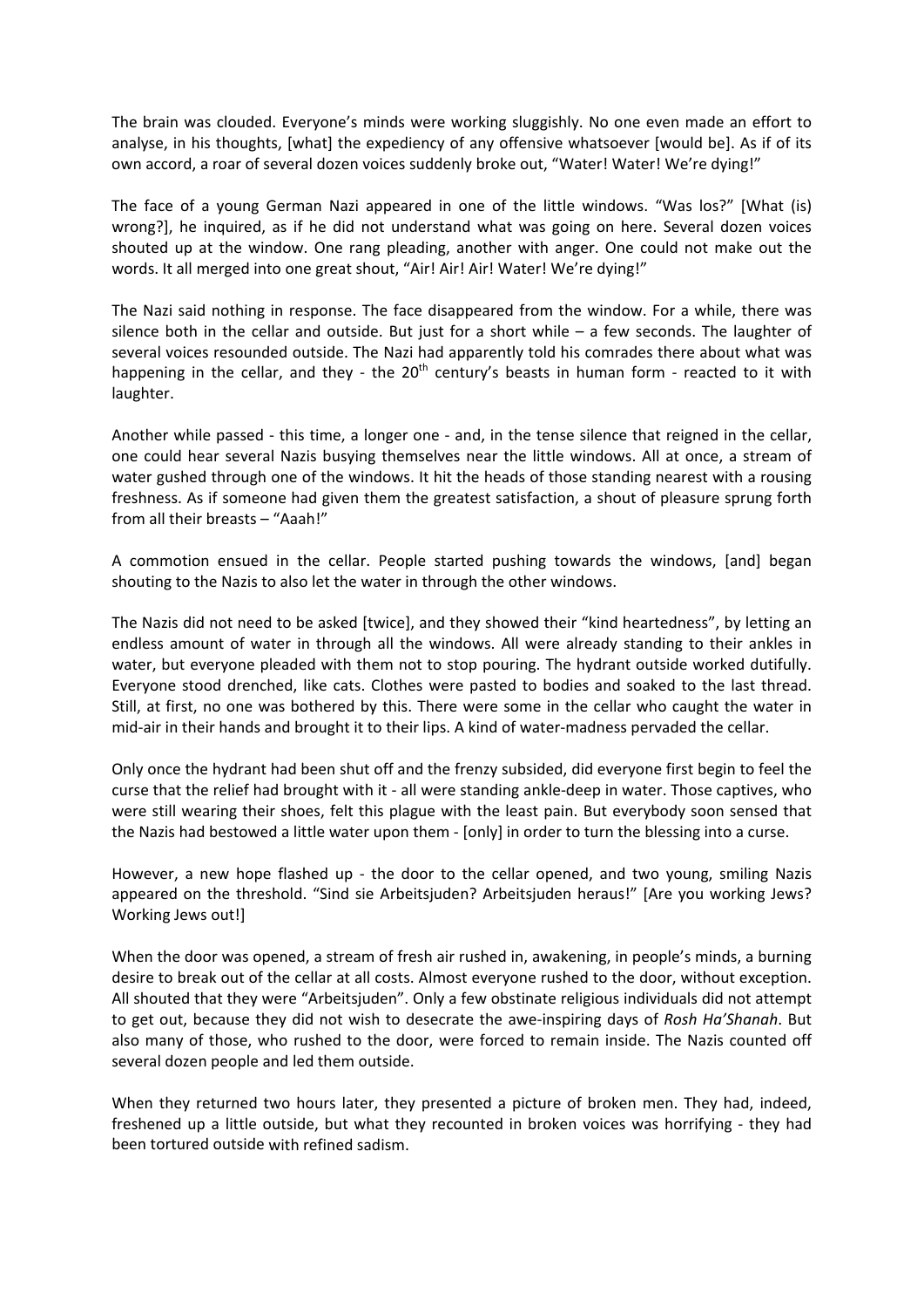The brain was clouded. Everyone's minds were working sluggishly. No one even made an effort to analyse, in his thoughts, [what] the expediency of any offensive whatsoever [would be]. As if of its own accord, a roar of several dozen voices suddenly broke out, "Water! Water! We're dying!"

The face of a young German Nazi appeared in one of the little windows. "Was los?" [What (is) wrong?], he inquired, as if he did not understand what was going on here. Several dozen voices shouted up at the window. One rang pleading, another with anger. One could not make out the words. It all merged into one great shout, "Air! Air! Air! Water! We're dying!"

The Nazi said nothing in response. The face disappeared from the window. For a while, there was silence both in the cellar and outside. But just for a short while – a few seconds. The laughter of several voices resounded outside. The Nazi had apparently told his comrades there about what was happening in the cellar, and they - the 20th century's beasts in human form - reacted to it with laughter.

Another while passed - this time, a longer one - and, in the tense silence that reigned in the cellar, one could hear several Nazis busying themselves near the little windows. All at once, a stream of water gushed through one of the windows. It hit the heads of those standing nearest with a rousing freshness. As if someone had given them the greatest satisfaction, a shout of pleasure sprung forth from all their breasts – "Aaah!"

A commotion ensued in the cellar. People started pushing towards the windows, [and] began shouting to the Nazis to also let the water in through the other windows.

The Nazis did not need to be asked [twice], and they showed their "kind heartedness", by letting an endless amount of water in through all the windows. All were already standing to their ankles in water, but everyone pleaded with them not to stop pouring. The hydrant outside worked dutifully. Everyone stood drenched, like cats. Clothes were pasted to bodies and soaked to the last thread. Still, at first, no one was bothered by this. There were some in the cellar who caught the water in mid-air in their hands and brought it to their lips. A kind of water-madness pervaded the cellar.

Only once the hydrant had been shut off and the frenzy subsided, did everyone first begin to feel the curse that the relief had brought with it - all were standing ankle-deep in water. Those captives, who were still wearing their shoes, felt this plague with the least pain. But everybody soon sensed that the Nazis had bestowed a little water upon them - [only] in order to turn the blessing into a curse.

However, a new hope flashed up - the door to the cellar opened, and two young, smiling Nazis appeared on the threshold. "Sind sie Arbeitsjuden? Arbeitsjuden heraus!" [Are you working Jews? Working Jews out!]

When the door was opened, a stream of fresh air rushed in, awakening, in people's minds, a burning desire to break out of the cellar at all costs. Almost everyone rushed to the door, without exception. All shouted that they were "Arbeitsjuden". Only a few obstinate religious individuals did not attempt to get out, because they did not wish to desecrate the awe-inspiring days of *Rosh Ha'Shanah*. But also many of those, who rushed to the door, were forced to remain inside. The Nazis counted off several dozen people and led them outside.

When they returned two hours later, they presented a picture of broken men. They had, indeed, freshened up a little outside, but what they recounted in broken voices was horrifying - they had been tortured outside with refined sadism.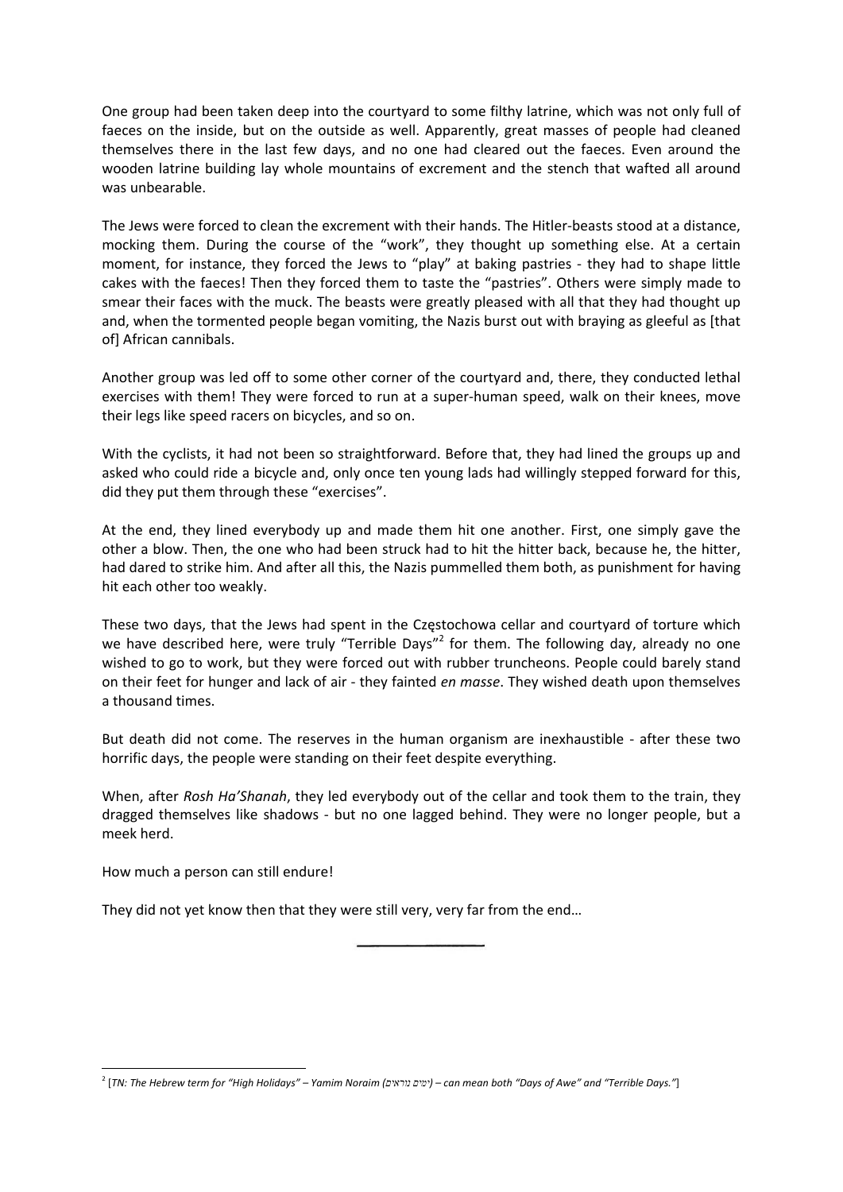One group had been taken deep into the courtyard to some filthy latrine, which was not only full of faeces on the inside, but on the outside as well. Apparently, great masses of people had cleaned themselves there in the last few days, and no one had cleared out the faeces. Even around the wooden latrine building lay whole mountains of excrement and the stench that wafted all around was unbearable.

The Jews were forced to clean the excrement with their hands. The Hitler-beasts stood at a distance, mocking them. During the course of the "work", they thought up something else. At a certain moment, for instance, they forced the Jews to "play" at baking pastries - they had to shape little cakes with the faeces! Then they forced them to taste the "pastries". Others were simply made to smear their faces with the muck. The beasts were greatly pleased with all that they had thought up and, when the tormented people began vomiting, the Nazis burst out with braying as gleeful as [that of] African cannibals.

Another group was led off to some other corner of the courtyard and, there, they conducted lethal exercises with them! They were forced to run at a super-human speed, walk on their knees, move their legs like speed racers on bicycles, and so on.

With the cyclists, it had not been so straightforward. Before that, they had lined the groups up and asked who could ride a bicycle and, only once ten young lads had willingly stepped forward for this, did they put them through these "exercises".

At the end, they lined everybody up and made them hit one another. First, one simply gave the other a blow. Then, the one who had been struck had to hit the hitter back, because he, the hitter, had dared to strike him. And after all this, the Nazis pummelled them both, as punishment for having hit each other too weakly.

These two days, that the Jews had spent in the Częstochowa cellar and courtyard of torture which we have described here, were truly "Terrible Days"[2] for them. The following day, already no one wished to go to work, but they were forced out with rubber truncheons. People could barely stand on their feet for hunger and lack of air - they fainted *en masse*. They wished death upon themselves a thousand times.

But death did not come. The reserves in the human organism are inexhaustible - after these two horrific days, the people were standing on their feet despite everything.

When, after *Rosh Ha'Shanah*, they led everybody out of the cellar and took them to the train, they dragged themselves like shadows - but no one lagged behind. They were no longer people, but a meek herd.

How much a person can still endure!

They did not yet know then that they were still very, very far from the end…

---

[2] [*TN: The Hebrew term for "High Holidays" – Yamim Noraim (ימים נוראים) – can mean both "Days of Awe" and "Terrible Days."*]